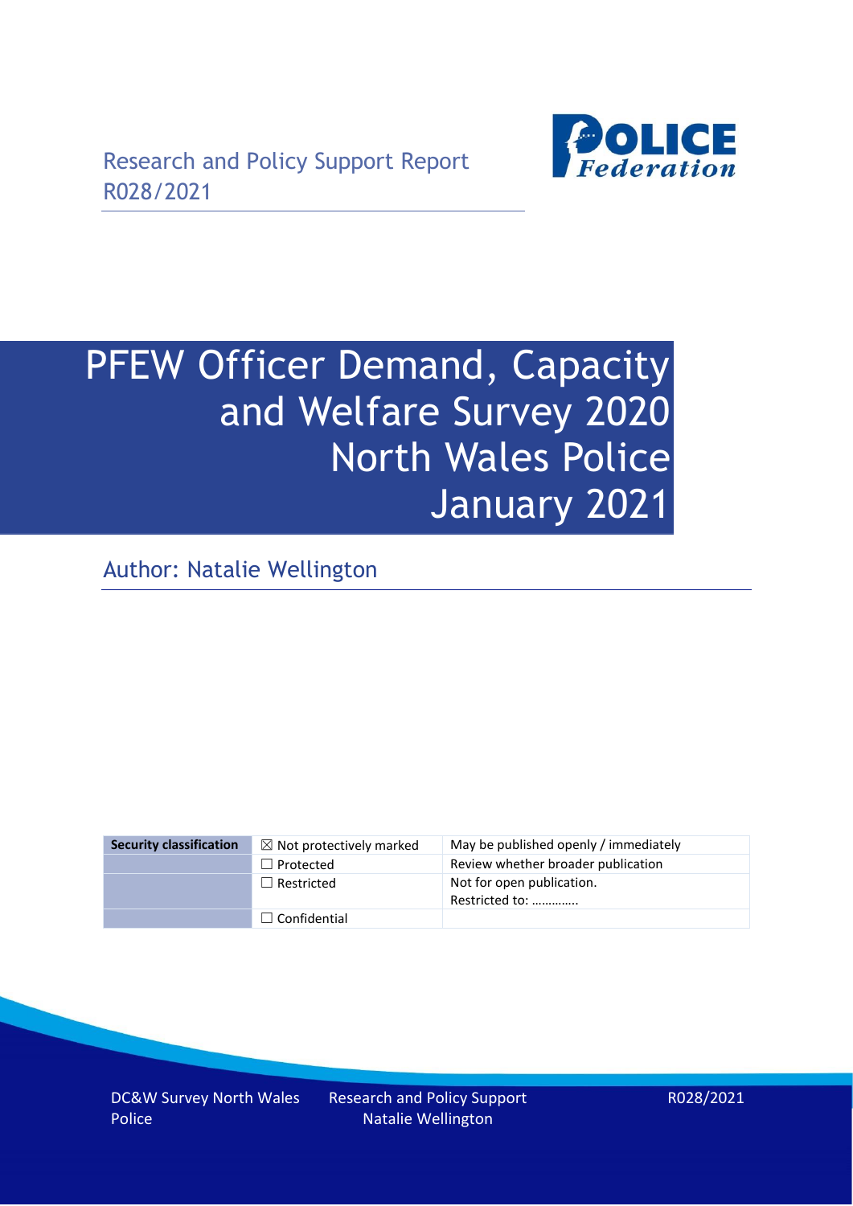Research and Policy Support Report
R028/2021

# PFEW Officer Demand, Capacity and Welfare Survey 2020 North Wales Police January 2021

Author: Natalie Wellington

| Security classification | ☒ Not protectively marked | May be published openly / immediately |
|---|---|---|
| | ☐ Protected | Review whether broader publication |
| | ☐ Restricted | Not for open publication. Restricted to: …………. |
| | ☐ Confidential | |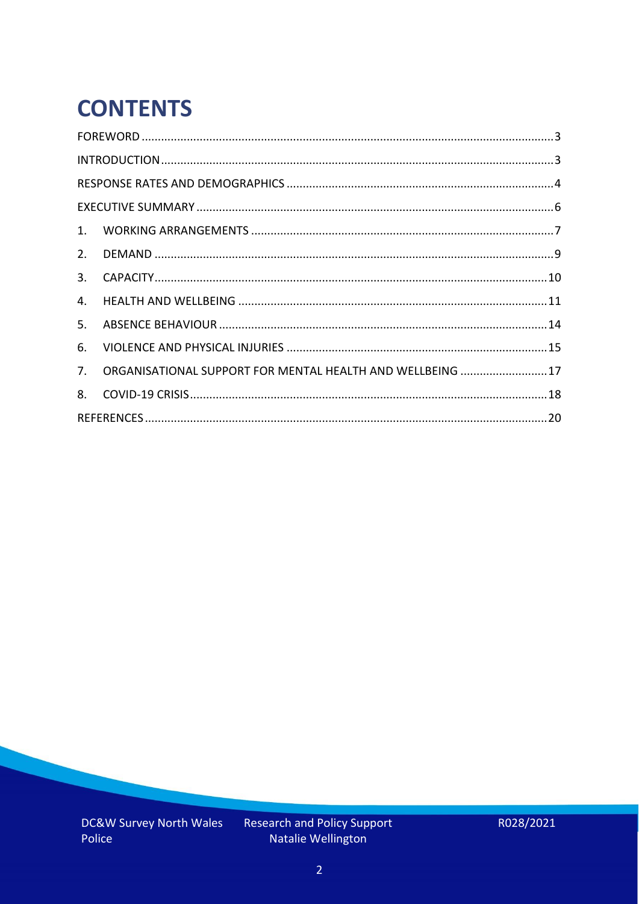# CONTENTS

FOREWORD .......... 3

INTRODUCTION .......... 3

RESPONSE RATES AND DEMOGRAPHICS .......... 4

EXECUTIVE SUMMARY .......... 6

1. WORKING ARRANGEMENTS .......... 7
2. DEMAND .......... 9
3. CAPACITY .......... 10
4. HEALTH AND WELLBEING .......... 11
5. ABSENCE BEHAVIOUR .......... 14
6. VIOLENCE AND PHYSICAL INJURIES .......... 15
7. ORGANISATIONAL SUPPORT FOR MENTAL HEALTH AND WELLBEING .......... 17
8. COVID-19 CRISIS .......... 18

REFERENCES .......... 20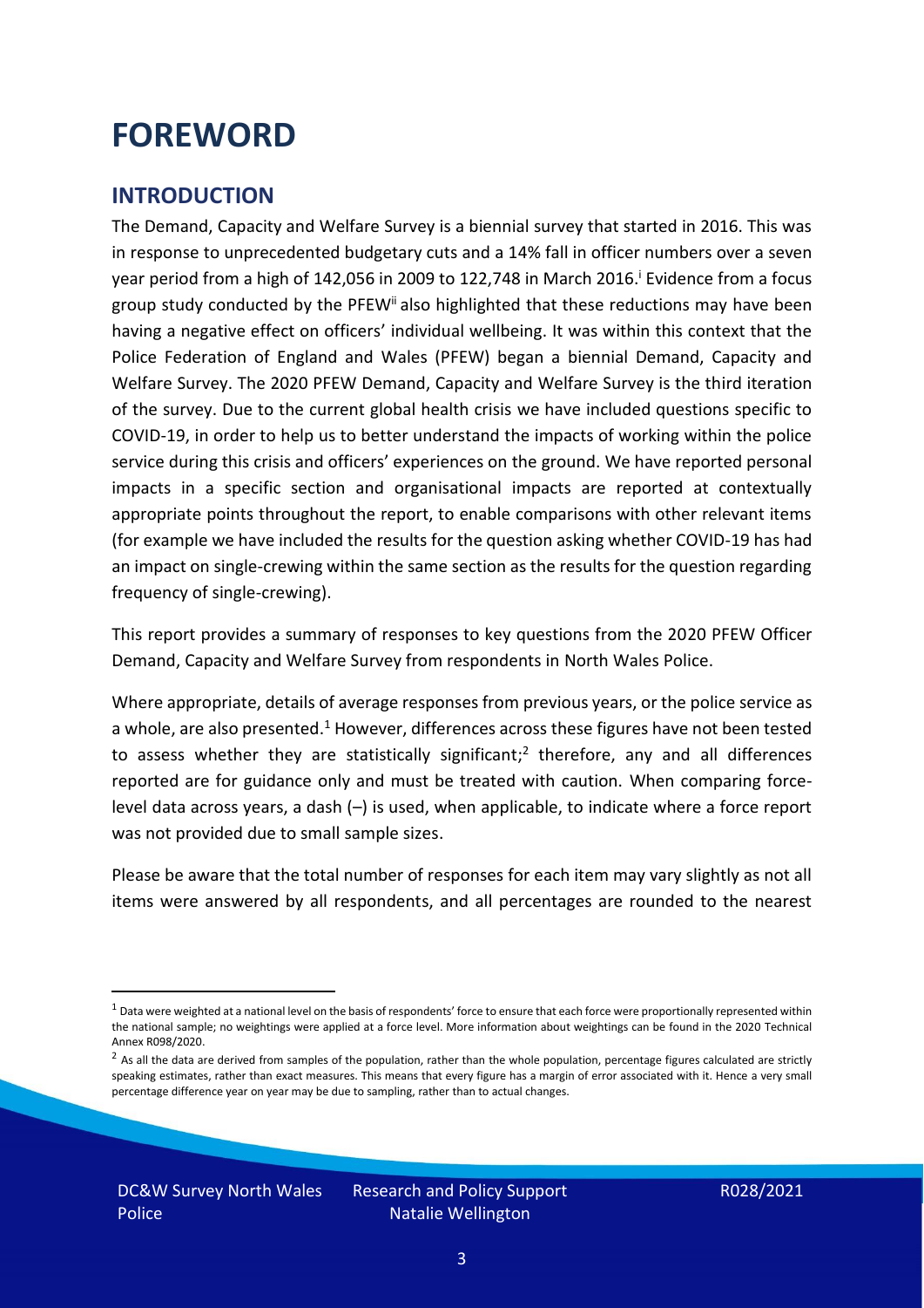# FOREWORD

## INTRODUCTION

The Demand, Capacity and Welfare Survey is a biennial survey that started in 2016. This was in response to unprecedented budgetary cuts and a 14% fall in officer numbers over a seven year period from a high of 142,056 in 2009 to 122,748 in March 2016.[i] Evidence from a focus group study conducted by the PFEW[ii] also highlighted that these reductions may have been having a negative effect on officers' individual wellbeing. It was within this context that the Police Federation of England and Wales (PFEW) began a biennial Demand, Capacity and Welfare Survey. The 2020 PFEW Demand, Capacity and Welfare Survey is the third iteration of the survey. Due to the current global health crisis we have included questions specific to COVID-19, in order to help us to better understand the impacts of working within the police service during this crisis and officers' experiences on the ground. We have reported personal impacts in a specific section and organisational impacts are reported at contextually appropriate points throughout the report, to enable comparisons with other relevant items (for example we have included the results for the question asking whether COVID-19 has had an impact on single-crewing within the same section as the results for the question regarding frequency of single-crewing).

This report provides a summary of responses to key questions from the 2020 PFEW Officer Demand, Capacity and Welfare Survey from respondents in North Wales Police.

Where appropriate, details of average responses from previous years, or the police service as a whole, are also presented.[1] However, differences across these figures have not been tested to assess whether they are statistically significant;[2] therefore, any and all differences reported are for guidance only and must be treated with caution. When comparing force-level data across years, a dash (–) is used, when applicable, to indicate where a force report was not provided due to small sample sizes.

Please be aware that the total number of responses for each item may vary slightly as not all items were answered by all respondents, and all percentages are rounded to the nearest

[1] Data were weighted at a national level on the basis of respondents' force to ensure that each force were proportionally represented within the national sample; no weightings were applied at a force level. More information about weightings can be found in the 2020 Technical Annex R098/2020.

[2] As all the data are derived from samples of the population, rather than the whole population, percentage figures calculated are strictly speaking estimates, rather than exact measures. This means that every figure has a margin of error associated with it. Hence a very small percentage difference year on year may be due to sampling, rather than to actual changes.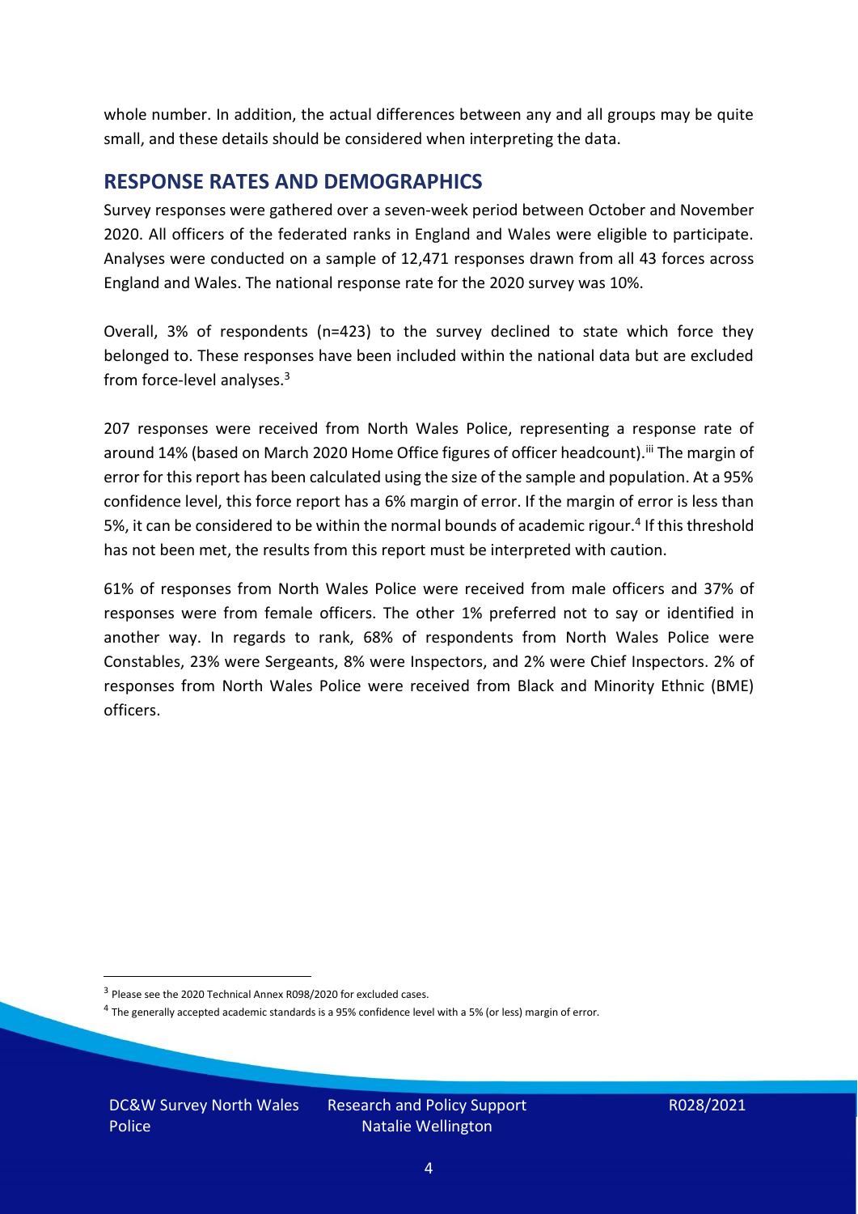whole number. In addition, the actual differences between any and all groups may be quite small, and these details should be considered when interpreting the data.

## RESPONSE RATES AND DEMOGRAPHICS

Survey responses were gathered over a seven-week period between October and November 2020. All officers of the federated ranks in England and Wales were eligible to participate. Analyses were conducted on a sample of 12,471 responses drawn from all 43 forces across England and Wales. The national response rate for the 2020 survey was 10%.

Overall, 3% of respondents (n=423) to the survey declined to state which force they belonged to. These responses have been included within the national data but are excluded from force-level analyses.[3]

207 responses were received from North Wales Police, representing a response rate of around 14% (based on March 2020 Home Office figures of officer headcount).[iii] The margin of error for this report has been calculated using the size of the sample and population. At a 95% confidence level, this force report has a 6% margin of error. If the margin of error is less than 5%, it can be considered to be within the normal bounds of academic rigour.[4] If this threshold has not been met, the results from this report must be interpreted with caution.

61% of responses from North Wales Police were received from male officers and 37% of responses were from female officers. The other 1% preferred not to say or identified in another way. In regards to rank, 68% of respondents from North Wales Police were Constables, 23% were Sergeants, 8% were Inspectors, and 2% were Chief Inspectors. 2% of responses from North Wales Police were received from Black and Minority Ethnic (BME) officers.

[3] Please see the 2020 Technical Annex R098/2020 for excluded cases.

[4] The generally accepted academic standards is a 95% confidence level with a 5% (or less) margin of error.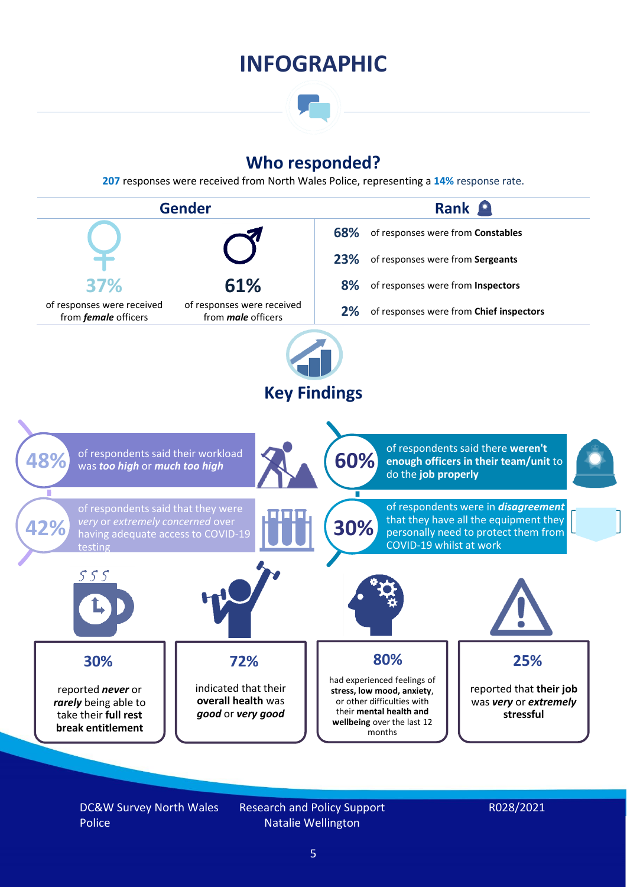# INFOGRAPHIC

## Who responded?

**207** responses were received from North Wales Police, representing a **14%** response rate.

### Gender

**37%** of responses were received from ***female*** officers

**61%** of responses were received from ***male*** officers

### Rank

- **68%** of responses were from **Constables**
- **23%** of responses were from **Sergeants**
- **8%** of responses were from **Inspectors**
- **2%** of responses were from **Chief inspectors**

## Key Findings

**48%** of respondents said their workload was ***too high*** or ***much too high***

**60%** of respondents said there **weren't enough officers in their team/unit** to do the **job properly**

**42%** of respondents said that they were *very* or *extremely concerned* over having adequate access to COVID-19 testing

**30%** of respondents were in ***disagreement*** that they have all the equipment they personally need to protect them from COVID-19 whilst at work

**30%** reported ***never*** or ***rarely*** being able to take their **full rest break entitlement**

**72%** indicated that their **overall health** was ***good*** or ***very good***

**80%** had experienced feelings of **stress, low mood, anxiety**, or other difficulties with their **mental health and wellbeing** over the last 12 months

**25%** reported that **their job** was ***very*** or ***extremely*** **stressful**

DC&W Survey North Wales Police | Research and Policy Support Natalie Wellington | R028/2021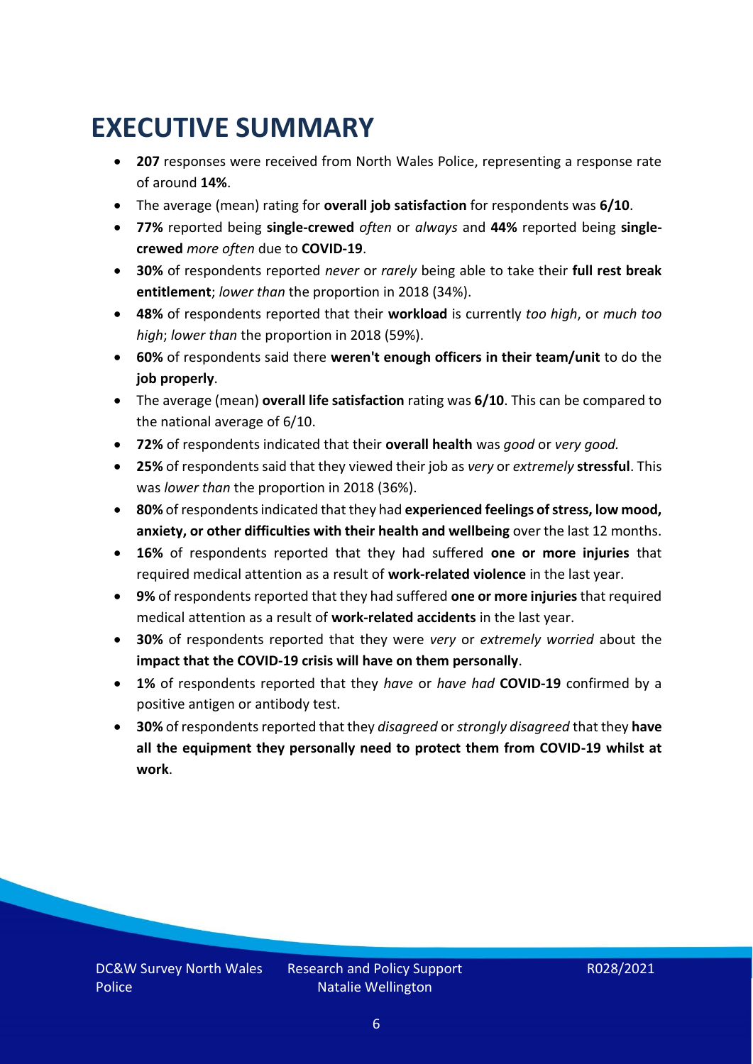# EXECUTIVE SUMMARY

- **207** responses were received from North Wales Police, representing a response rate of around **14%**.
- The average (mean) rating for **overall job satisfaction** for respondents was **6/10**.
- **77%** reported being **single-crewed** *often* or *always* and **44%** reported being **single-crewed** *more often* due to **COVID-19**.
- **30%** of respondents reported *never* or *rarely* being able to take their **full rest break entitlement**; *lower than* the proportion in 2018 (34%).
- **48%** of respondents reported that their **workload** is currently *too high*, or *much too high*; *lower than* the proportion in 2018 (59%).
- **60%** of respondents said there **weren't enough officers in their team/unit** to do the **job properly**.
- The average (mean) **overall life satisfaction** rating was **6/10**. This can be compared to the national average of 6/10.
- **72%** of respondents indicated that their **overall health** was *good* or *very good.*
- **25%** of respondents said that they viewed their job as *very* or *extremely* **stressful**. This was *lower than* the proportion in 2018 (36%).
- **80%** of respondents indicated that they had **experienced feelings of stress, low mood, anxiety, or other difficulties with their health and wellbeing** over the last 12 months.
- **16%** of respondents reported that they had suffered **one or more injuries** that required medical attention as a result of **work-related violence** in the last year.
- **9%** of respondents reported that they had suffered **one or more injuries** that required medical attention as a result of **work-related accidents** in the last year.
- **30%** of respondents reported that they were *very* or *extremely worried* about the **impact that the COVID-19 crisis will have on them personally**.
- **1%** of respondents reported that they *have* or *have had* **COVID-19** confirmed by a positive antigen or antibody test.
- **30%** of respondents reported that they *disagreed* or *strongly disagreed* that they **have all the equipment they personally need to protect them from COVID-19 whilst at work**.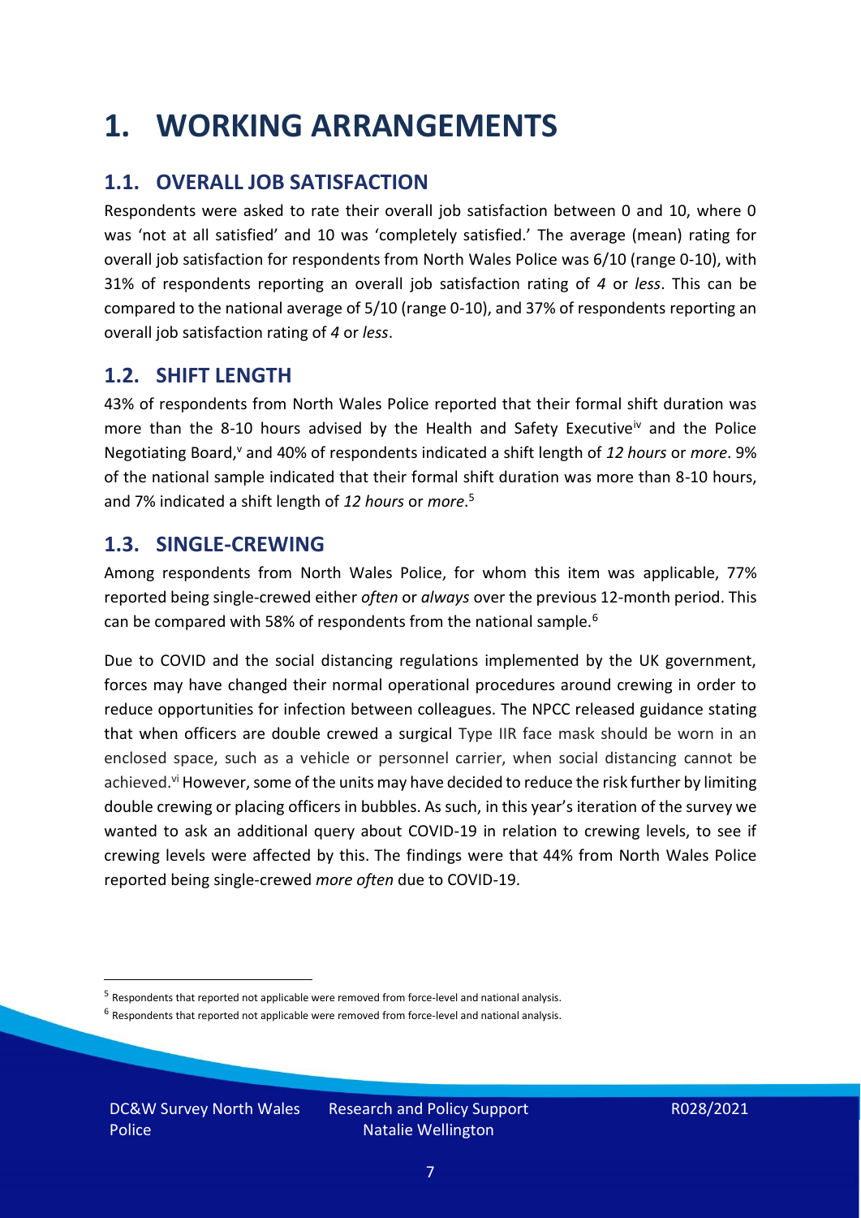# 1. WORKING ARRANGEMENTS

## 1.1. OVERALL JOB SATISFACTION

Respondents were asked to rate their overall job satisfaction between 0 and 10, where 0 was 'not at all satisfied' and 10 was 'completely satisfied.' The average (mean) rating for overall job satisfaction for respondents from North Wales Police was 6/10 (range 0-10), with 31% of respondents reporting an overall job satisfaction rating of *4* or *less*. This can be compared to the national average of 5/10 (range 0-10), and 37% of respondents reporting an overall job satisfaction rating of *4* or *less*.

## 1.2. SHIFT LENGTH

43% of respondents from North Wales Police reported that their formal shift duration was more than the 8-10 hours advised by the Health and Safety Executive[iv] and the Police Negotiating Board,[v] and 40% of respondents indicated a shift length of *12 hours* or *more*. 9% of the national sample indicated that their formal shift duration was more than 8-10 hours, and 7% indicated a shift length of *12 hours* or *more*.[5]

## 1.3. SINGLE-CREWING

Among respondents from North Wales Police, for whom this item was applicable, 77% reported being single-crewed either *often* or *always* over the previous 12-month period. This can be compared with 58% of respondents from the national sample.[6]

Due to COVID and the social distancing regulations implemented by the UK government, forces may have changed their normal operational procedures around crewing in order to reduce opportunities for infection between colleagues. The NPCC released guidance stating that when officers are double crewed a surgical Type IIR face mask should be worn in an enclosed space, such as a vehicle or personnel carrier, when social distancing cannot be achieved.[vi] However, some of the units may have decided to reduce the risk further by limiting double crewing or placing officers in bubbles. As such, in this year's iteration of the survey we wanted to ask an additional query about COVID-19 in relation to crewing levels, to see if crewing levels were affected by this. The findings were that 44% from North Wales Police reported being single-crewed *more often* due to COVID-19.

[5] Respondents that reported not applicable were removed from force-level and national analysis.

[6] Respondents that reported not applicable were removed from force-level and national analysis.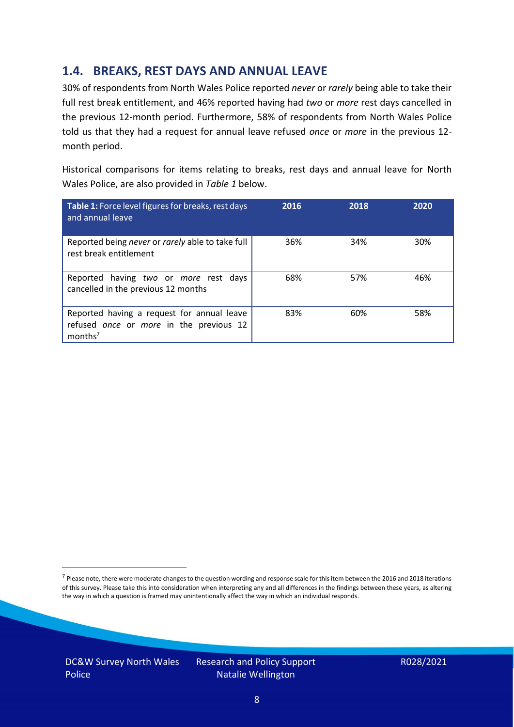## 1.4. BREAKS, REST DAYS AND ANNUAL LEAVE

30% of respondents from North Wales Police reported *never* or *rarely* being able to take their full rest break entitlement, and 46% reported having had *two* or *more* rest days cancelled in the previous 12-month period. Furthermore, 58% of respondents from North Wales Police told us that they had a request for annual leave refused *once* or *more* in the previous 12-month period.

Historical comparisons for items relating to breaks, rest days and annual leave for North Wales Police, are also provided in *Table 1* below.

| **Table 1:** Force level figures for breaks, rest days and annual leave | 2016 | 2018 | 2020 |
|---|---|---|---|
| Reported being *never* or *rarely* able to take full rest break entitlement | 36% | 34% | 30% |
| Reported having *two* or *more* rest days cancelled in the previous 12 months | 68% | 57% | 46% |
| Reported having a request for annual leave refused *once* or *more* in the previous 12 months[7] | 83% | 60% | 58% |

[7] Please note, there were moderate changes to the question wording and response scale for this item between the 2016 and 2018 iterations of this survey. Please take this into consideration when interpreting any and all differences in the findings between these years, as altering the way in which a question is framed may unintentionally affect the way in which an individual responds.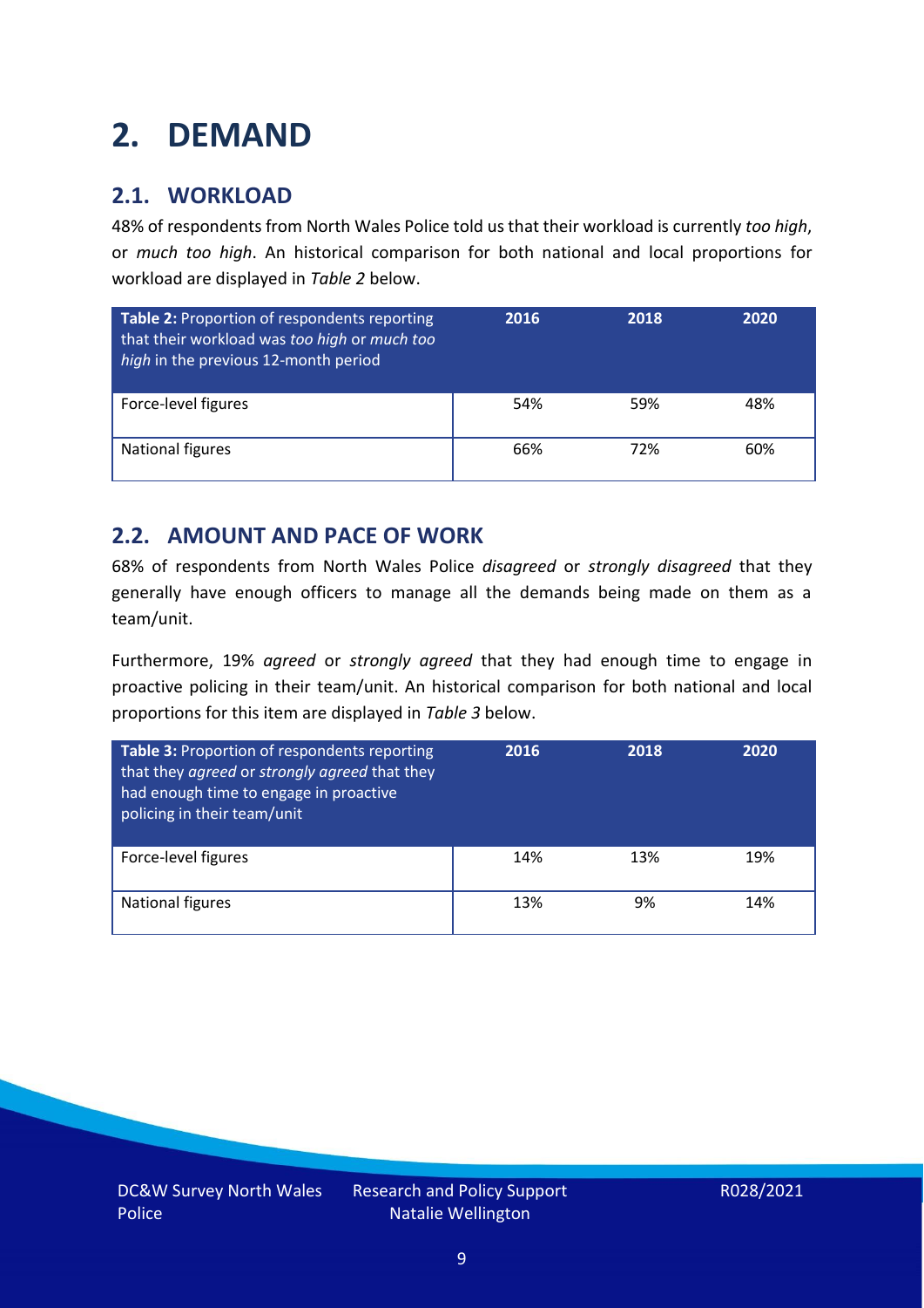# 2. DEMAND

## 2.1. WORKLOAD

48% of respondents from North Wales Police told us that their workload is currently *too high*, or *much too high*. An historical comparison for both national and local proportions for workload are displayed in *Table 2* below.

| **Table 2:** Proportion of respondents reporting that their workload was *too high* or *much too high* in the previous 12-month period | 2016 | 2018 | 2020 |
|---|---|---|---|
| Force-level figures | 54% | 59% | 48% |
| National figures | 66% | 72% | 60% |

## 2.2. AMOUNT AND PACE OF WORK

68% of respondents from North Wales Police *disagreed* or *strongly disagreed* that they generally have enough officers to manage all the demands being made on them as a team/unit.

Furthermore, 19% *agreed* or *strongly agreed* that they had enough time to engage in proactive policing in their team/unit. An historical comparison for both national and local proportions for this item are displayed in *Table 3* below.

| **Table 3:** Proportion of respondents reporting that they *agreed* or *strongly agreed* that they had enough time to engage in proactive policing in their team/unit | 2016 | 2018 | 2020 |
|---|---|---|---|
| Force-level figures | 14% | 13% | 19% |
| National figures | 13% | 9% | 14% |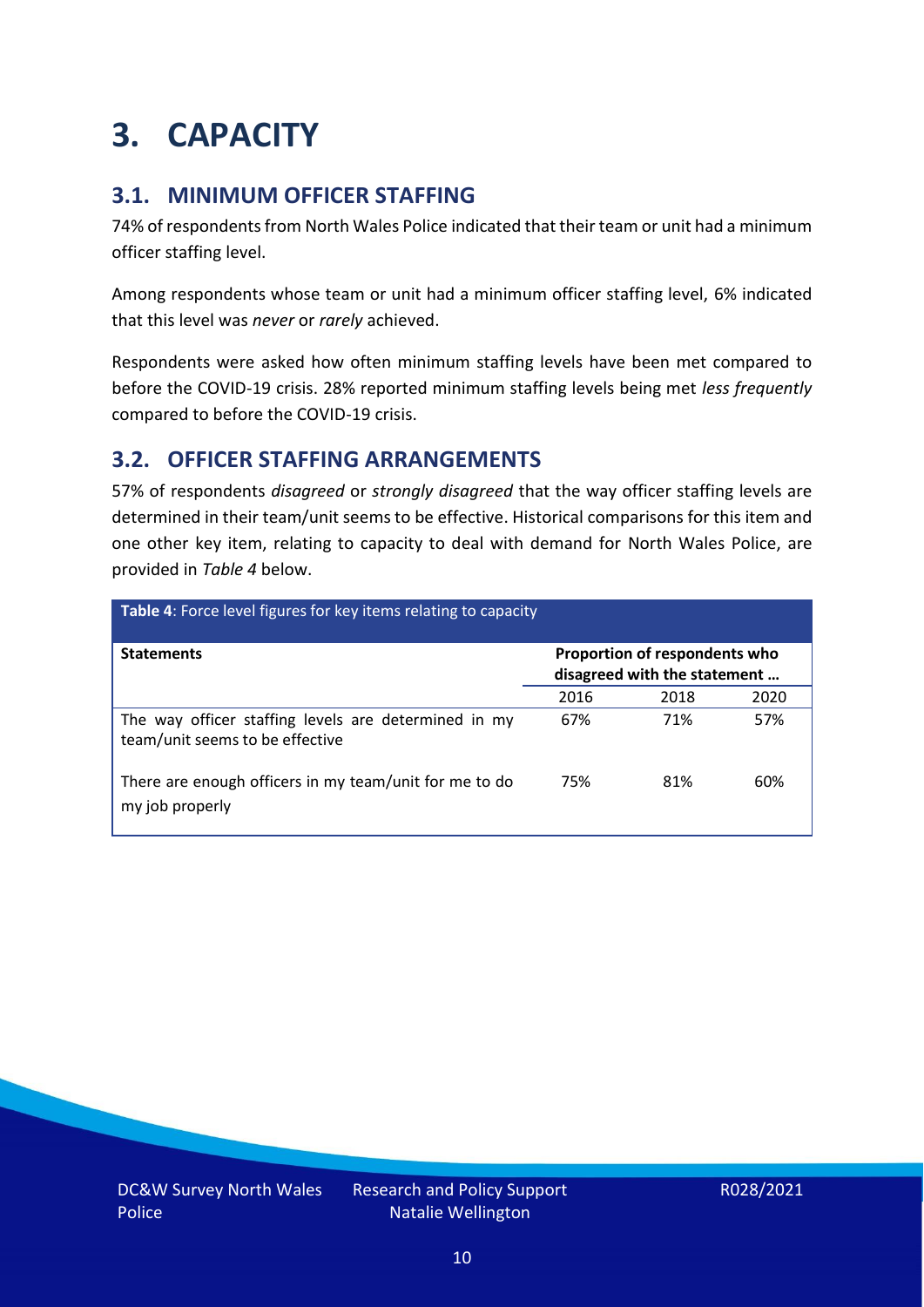# 3. CAPACITY

## 3.1. MINIMUM OFFICER STAFFING

74% of respondents from North Wales Police indicated that their team or unit had a minimum officer staffing level.

Among respondents whose team or unit had a minimum officer staffing level, 6% indicated that this level was *never* or *rarely* achieved.

Respondents were asked how often minimum staffing levels have been met compared to before the COVID-19 crisis. 28% reported minimum staffing levels being met *less frequently* compared to before the COVID-19 crisis.

## 3.2. OFFICER STAFFING ARRANGEMENTS

57% of respondents *disagreed* or *strongly disagreed* that the way officer staffing levels are determined in their team/unit seems to be effective. Historical comparisons for this item and one other key item, relating to capacity to deal with demand for North Wales Police, are provided in *Table 4* below.

**Table 4**: Force level figures for key items relating to capacity

| Statements | Proportion of respondents who disagreed with the statement … | | |
|---|---|---|---|
| | 2016 | 2018 | 2020 |
| The way officer staffing levels are determined in my team/unit seems to be effective | 67% | 71% | 57% |
| There are enough officers in my team/unit for me to do my job properly | 75% | 81% | 60% |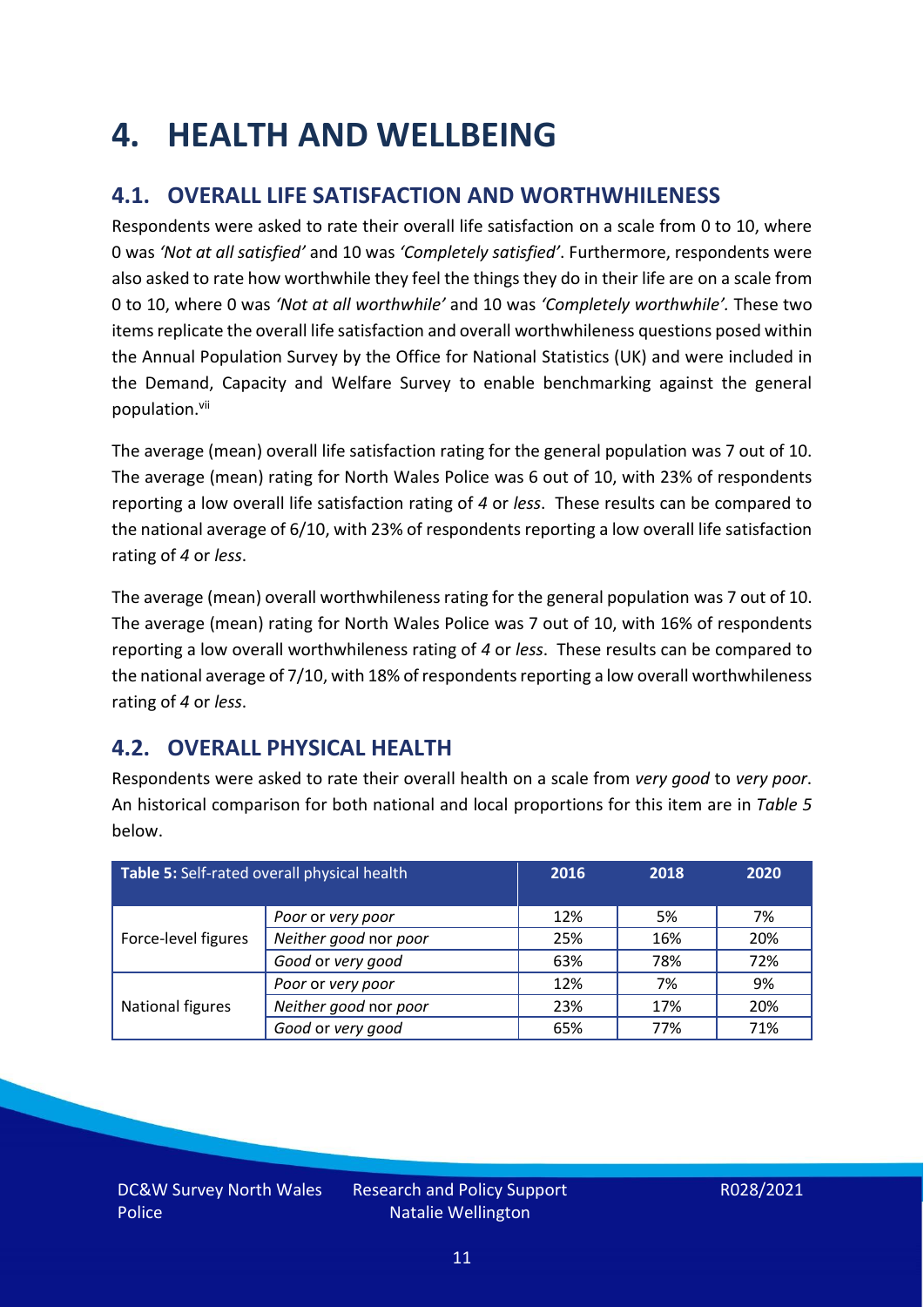# 4. HEALTH AND WELLBEING

## 4.1. OVERALL LIFE SATISFACTION AND WORTHWHILENESS

Respondents were asked to rate their overall life satisfaction on a scale from 0 to 10, where 0 was *'Not at all satisfied'* and 10 was *'Completely satisfied'*. Furthermore, respondents were also asked to rate how worthwhile they feel the things they do in their life are on a scale from 0 to 10, where 0 was *'Not at all worthwhile'* and 10 was *'Completely worthwhile'.* These two items replicate the overall life satisfaction and overall worthwhileness questions posed within the Annual Population Survey by the Office for National Statistics (UK) and were included in the Demand, Capacity and Welfare Survey to enable benchmarking against the general population.[vii]

The average (mean) overall life satisfaction rating for the general population was 7 out of 10. The average (mean) rating for North Wales Police was 6 out of 10, with 23% of respondents reporting a low overall life satisfaction rating of *4* or *less*. These results can be compared to the national average of 6/10, with 23% of respondents reporting a low overall life satisfaction rating of *4* or *less*.

The average (mean) overall worthwhileness rating for the general population was 7 out of 10. The average (mean) rating for North Wales Police was 7 out of 10, with 16% of respondents reporting a low overall worthwhileness rating of *4* or *less*. These results can be compared to the national average of 7/10, with 18% of respondents reporting a low overall worthwhileness rating of *4* or *less*.

## 4.2. OVERALL PHYSICAL HEALTH

Respondents were asked to rate their overall health on a scale from *very good* to *very poor*. An historical comparison for both national and local proportions for this item are in *Table 5* below.

| **Table 5:** Self-rated overall physical health | | 2016 | 2018 | 2020 |
|---|---|---|---|---|
| Force-level figures | *Poor* or *very poor* | 12% | 5% | 7% |
| | *Neither good* nor *poor* | 25% | 16% | 20% |
| | *Good* or *very good* | 63% | 78% | 72% |
| National figures | *Poor* or *very poor* | 12% | 7% | 9% |
| | *Neither good* nor *poor* | 23% | 17% | 20% |
| | *Good* or *very good* | 65% | 77% | 71% |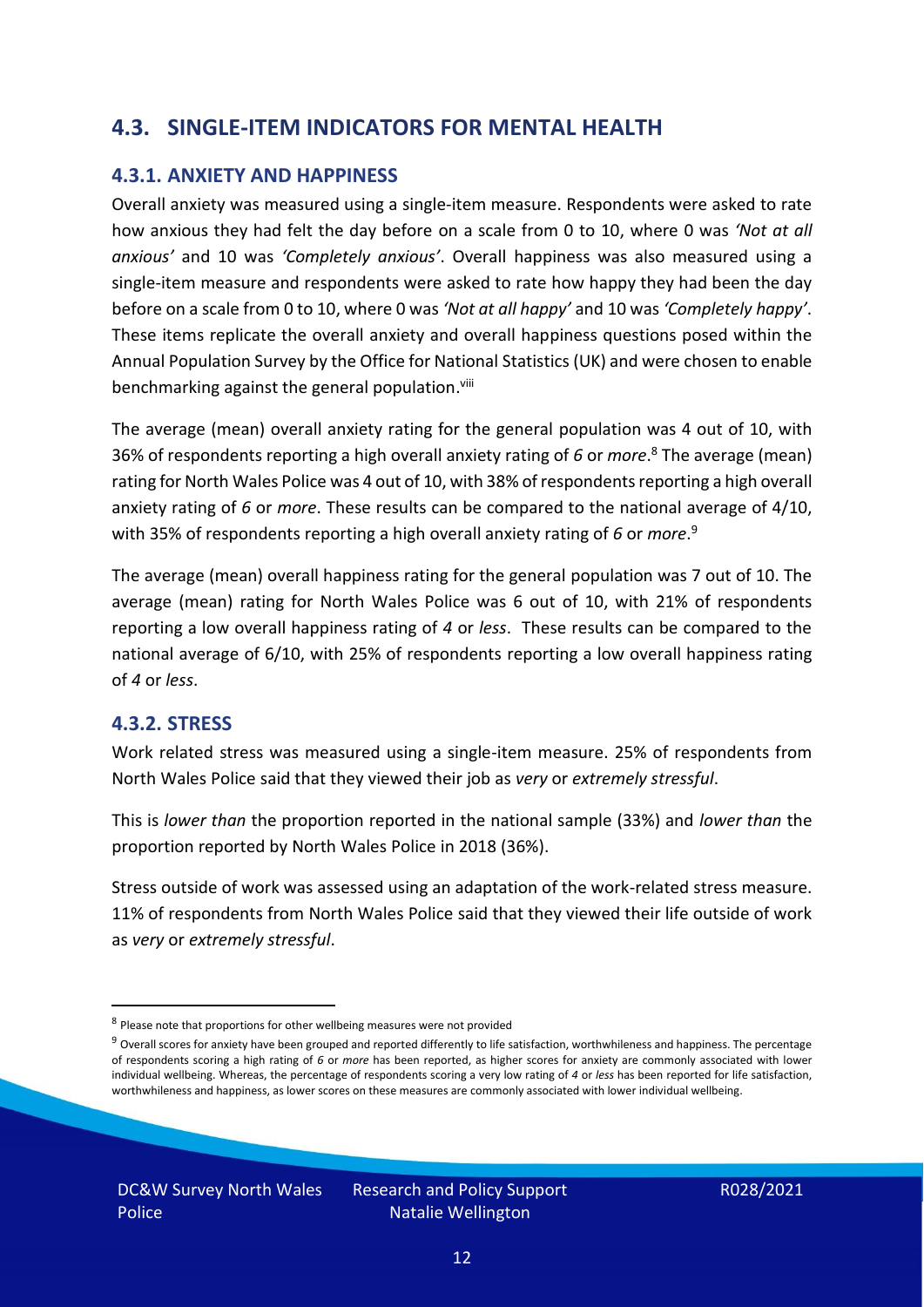## 4.3. SINGLE-ITEM INDICATORS FOR MENTAL HEALTH

### 4.3.1. ANXIETY AND HAPPINESS

Overall anxiety was measured using a single-item measure. Respondents were asked to rate how anxious they had felt the day before on a scale from 0 to 10, where 0 was *'Not at all anxious'* and 10 was *'Completely anxious'*. Overall happiness was also measured using a single-item measure and respondents were asked to rate how happy they had been the day before on a scale from 0 to 10, where 0 was *'Not at all happy'* and 10 was *'Completely happy'*. These items replicate the overall anxiety and overall happiness questions posed within the Annual Population Survey by the Office for National Statistics (UK) and were chosen to enable benchmarking against the general population.[viii]

The average (mean) overall anxiety rating for the general population was 4 out of 10, with 36% of respondents reporting a high overall anxiety rating of *6* or *more*.[8] The average (mean) rating for North Wales Police was 4 out of 10, with 38% of respondents reporting a high overall anxiety rating of *6* or *more*. These results can be compared to the national average of 4/10, with 35% of respondents reporting a high overall anxiety rating of *6* or *more*.[9]

The average (mean) overall happiness rating for the general population was 7 out of 10. The average (mean) rating for North Wales Police was 6 out of 10, with 21% of respondents reporting a low overall happiness rating of *4* or *less*. These results can be compared to the national average of 6/10, with 25% of respondents reporting a low overall happiness rating of *4* or *less*.

### 4.3.2. STRESS

Work related stress was measured using a single-item measure. 25% of respondents from North Wales Police said that they viewed their job as *very* or *extremely stressful*.

This is *lower than* the proportion reported in the national sample (33%) and *lower than* the proportion reported by North Wales Police in 2018 (36%).

Stress outside of work was assessed using an adaptation of the work-related stress measure. 11% of respondents from North Wales Police said that they viewed their life outside of work as *very* or *extremely stressful*.

---

[8] Please note that proportions for other wellbeing measures were not provided

[9] Overall scores for anxiety have been grouped and reported differently to life satisfaction, worthwhileness and happiness. The percentage of respondents scoring a high rating of *6* or *more* has been reported, as higher scores for anxiety are commonly associated with lower individual wellbeing. Whereas, the percentage of respondents scoring a very low rating of *4* or *less* has been reported for life satisfaction, worthwhileness and happiness, as lower scores on these measures are commonly associated with lower individual wellbeing.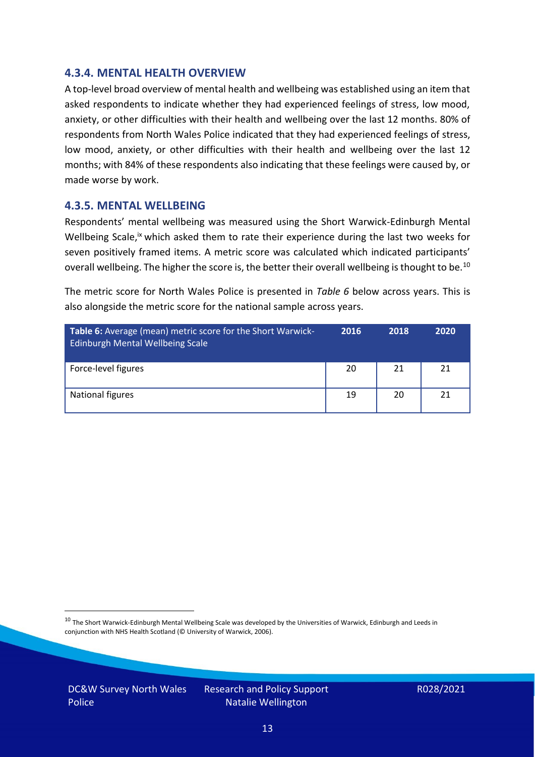### 4.3.4. MENTAL HEALTH OVERVIEW

A top-level broad overview of mental health and wellbeing was established using an item that asked respondents to indicate whether they had experienced feelings of stress, low mood, anxiety, or other difficulties with their health and wellbeing over the last 12 months. 80% of respondents from North Wales Police indicated that they had experienced feelings of stress, low mood, anxiety, or other difficulties with their health and wellbeing over the last 12 months; with 84% of these respondents also indicating that these feelings were caused by, or made worse by work.

### 4.3.5. MENTAL WELLBEING

Respondents' mental wellbeing was measured using the Short Warwick-Edinburgh Mental Wellbeing Scale,[ix] which asked them to rate their experience during the last two weeks for seven positively framed items. A metric score was calculated which indicated participants' overall wellbeing. The higher the score is, the better their overall wellbeing is thought to be.[10]

The metric score for North Wales Police is presented in *Table 6* below across years. This is also alongside the metric score for the national sample across years.

| **Table 6:** Average (mean) metric score for the Short Warwick-Edinburgh Mental Wellbeing Scale | 2016 | 2018 | 2020 |
|---|---|---|---|
| Force-level figures | 20 | 21 | 21 |
| National figures | 19 | 20 | 21 |

[10] The Short Warwick-Edinburgh Mental Wellbeing Scale was developed by the Universities of Warwick, Edinburgh and Leeds in conjunction with NHS Health Scotland (© University of Warwick, 2006).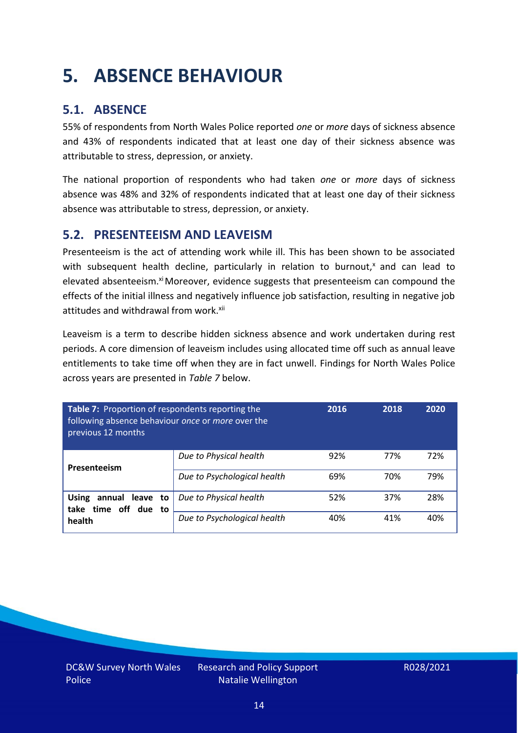# 5. ABSENCE BEHAVIOUR

## 5.1. ABSENCE

55% of respondents from North Wales Police reported *one* or *more* days of sickness absence and 43% of respondents indicated that at least one day of their sickness absence was attributable to stress, depression, or anxiety.

The national proportion of respondents who had taken *one* or *more* days of sickness absence was 48% and 32% of respondents indicated that at least one day of their sickness absence was attributable to stress, depression, or anxiety.

## 5.2. PRESENTEEISM AND LEAVEISM

Presenteeism is the act of attending work while ill. This has been shown to be associated with subsequent health decline, particularly in relation to burnout,[x] and can lead to elevated absenteeism.[xi] Moreover, evidence suggests that presenteeism can compound the effects of the initial illness and negatively influence job satisfaction, resulting in negative job attitudes and withdrawal from work.[xii]

Leaveism is a term to describe hidden sickness absence and work undertaken during rest periods. A core dimension of leaveism includes using allocated time off such as annual leave entitlements to take time off when they are in fact unwell. Findings for North Wales Police across years are presented in *Table 7* below.

| **Table 7:** Proportion of respondents reporting the following absence behaviour *once* or *more* over the previous 12 months | | 2016 | 2018 | 2020 |
|---|---|---|---|---|
| **Presenteeism** | *Due to Physical health* | 92% | 77% | 72% |
| | *Due to Psychological health* | 69% | 70% | 79% |
| **Using annual leave to take time off due to health** | *Due to Physical health* | 52% | 37% | 28% |
| | *Due to Psychological health* | 40% | 41% | 40% |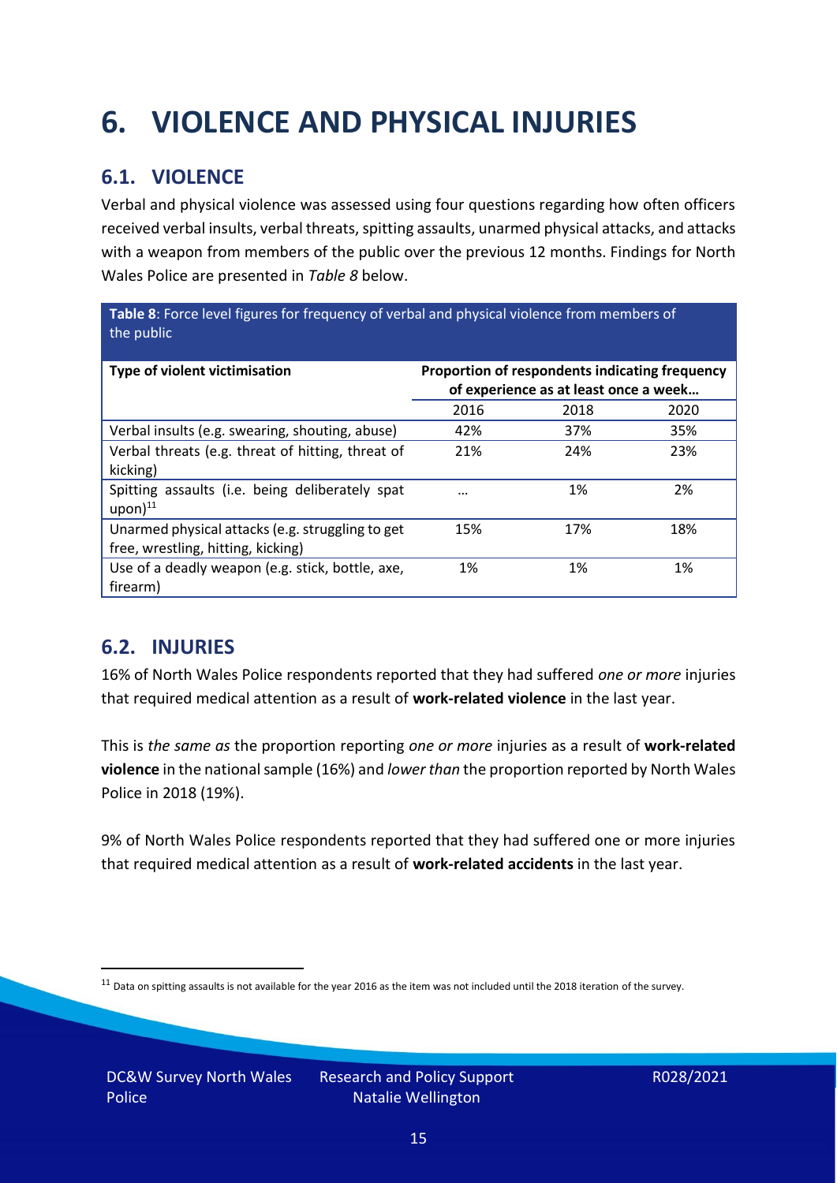# 6. VIOLENCE AND PHYSICAL INJURIES

## 6.1. VIOLENCE

Verbal and physical violence was assessed using four questions regarding how often officers received verbal insults, verbal threats, spitting assaults, unarmed physical attacks, and attacks with a weapon from members of the public over the previous 12 months. Findings for North Wales Police are presented in *Table 8* below.

**Table 8**: Force level figures for frequency of verbal and physical violence from members of the public

| Type of violent victimisation | Proportion of respondents indicating frequency of experience as at least once a week… | | |
|---|---|---|---|
| | 2016 | 2018 | 2020 |
| Verbal insults (e.g. swearing, shouting, abuse) | 42% | 37% | 35% |
| Verbal threats (e.g. threat of hitting, threat of kicking) | 21% | 24% | 23% |
| Spitting assaults (i.e. being deliberately spat upon)[11] | … | 1% | 2% |
| Unarmed physical attacks (e.g. struggling to get free, wrestling, hitting, kicking) | 15% | 17% | 18% |
| Use of a deadly weapon (e.g. stick, bottle, axe, firearm) | 1% | 1% | 1% |

## 6.2. INJURIES

16% of North Wales Police respondents reported that they had suffered *one or more* injuries that required medical attention as a result of **work-related violence** in the last year.

This is *the same as* the proportion reporting *one or more* injuries as a result of **work-related violence** in the national sample (16%) and *lower than* the proportion reported by North Wales Police in 2018 (19%).

9% of North Wales Police respondents reported that they had suffered one or more injuries that required medical attention as a result of **work-related accidents** in the last year.

[11] Data on spitting assaults is not available for the year 2016 as the item was not included until the 2018 iteration of the survey.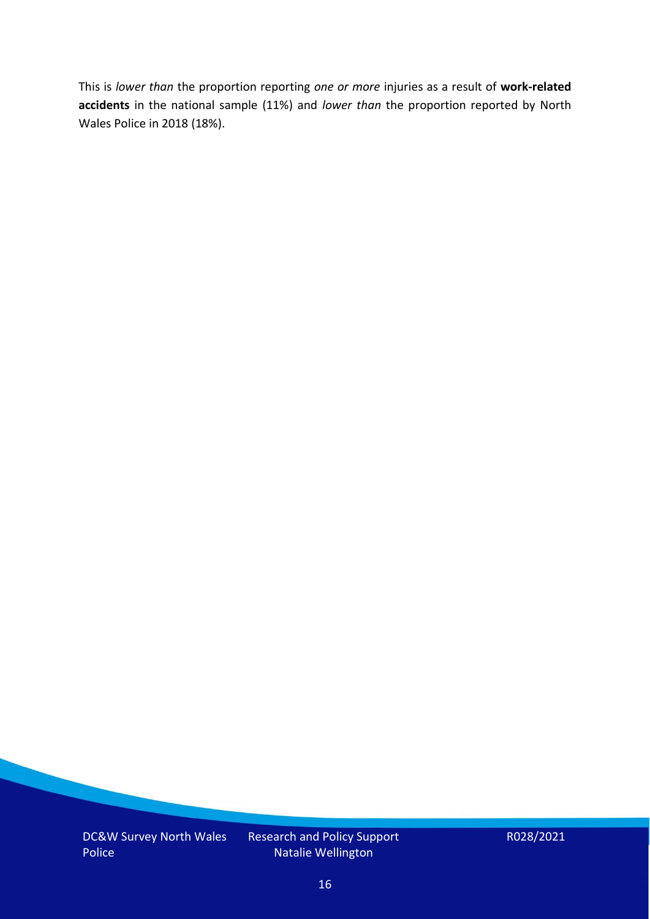This is *lower than* the proportion reporting *one or more* injuries as a result of **work-related accidents** in the national sample (11%) and *lower than* the proportion reported by North Wales Police in 2018 (18%).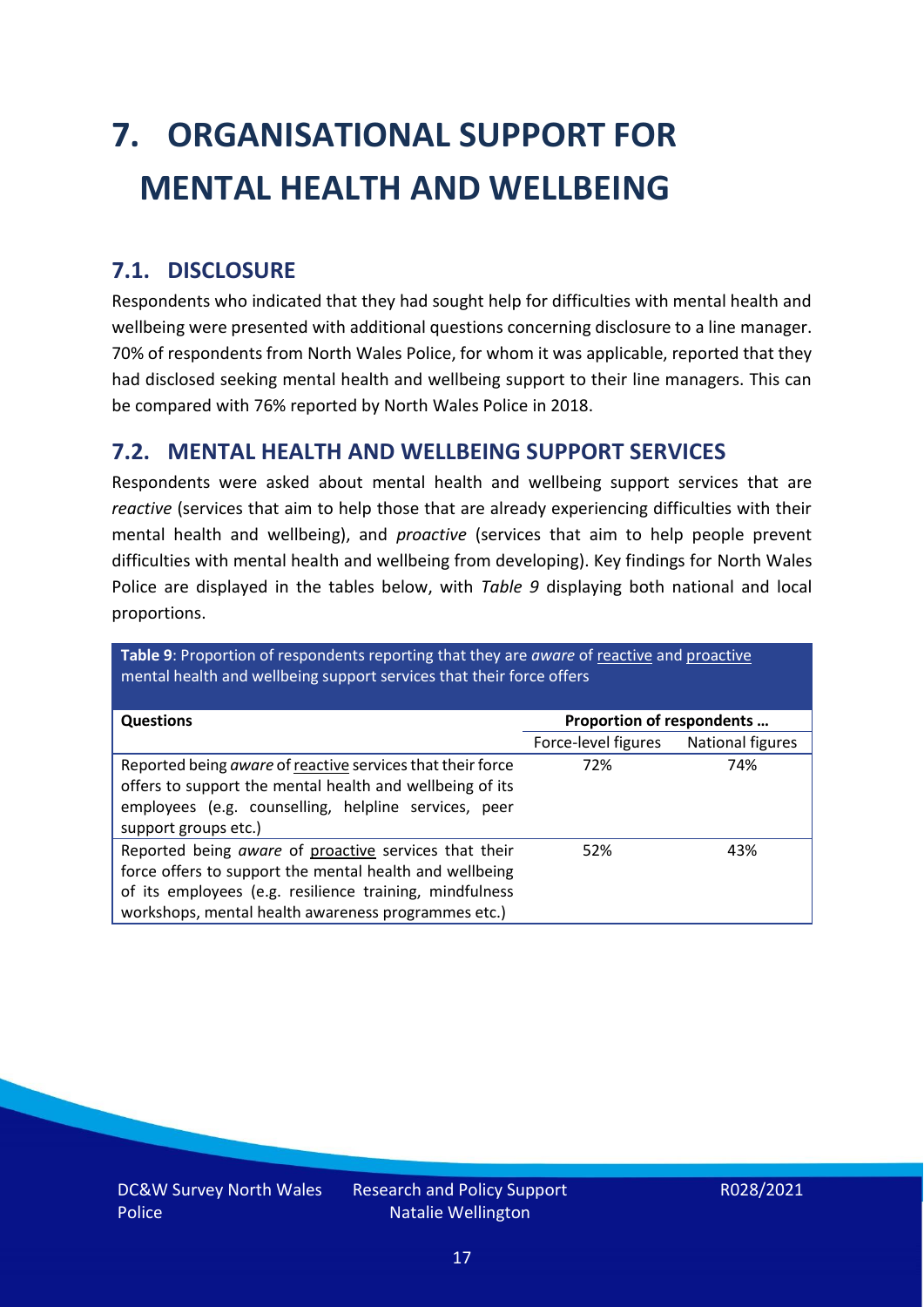# 7. ORGANISATIONAL SUPPORT FOR MENTAL HEALTH AND WELLBEING

## 7.1. DISCLOSURE

Respondents who indicated that they had sought help for difficulties with mental health and wellbeing were presented with additional questions concerning disclosure to a line manager. 70% of respondents from North Wales Police, for whom it was applicable, reported that they had disclosed seeking mental health and wellbeing support to their line managers. This can be compared with 76% reported by North Wales Police in 2018.

## 7.2. MENTAL HEALTH AND WELLBEING SUPPORT SERVICES

Respondents were asked about mental health and wellbeing support services that are *reactive* (services that aim to help those that are already experiencing difficulties with their mental health and wellbeing), and *proactive* (services that aim to help people prevent difficulties with mental health and wellbeing from developing). Key findings for North Wales Police are displayed in the tables below, with *Table 9* displaying both national and local proportions.

**Table 9**: Proportion of respondents reporting that they are *aware* of reactive and proactive mental health and wellbeing support services that their force offers

| Questions | Proportion of respondents … | |
|---|---|---|
| | Force-level figures | National figures |
| Reported being *aware* of reactive services that their force offers to support the mental health and wellbeing of its employees (e.g. counselling, helpline services, peer support groups etc.) | 72% | 74% |
| Reported being *aware* of proactive services that their force offers to support the mental health and wellbeing of its employees (e.g. resilience training, mindfulness workshops, mental health awareness programmes etc.) | 52% | 43% |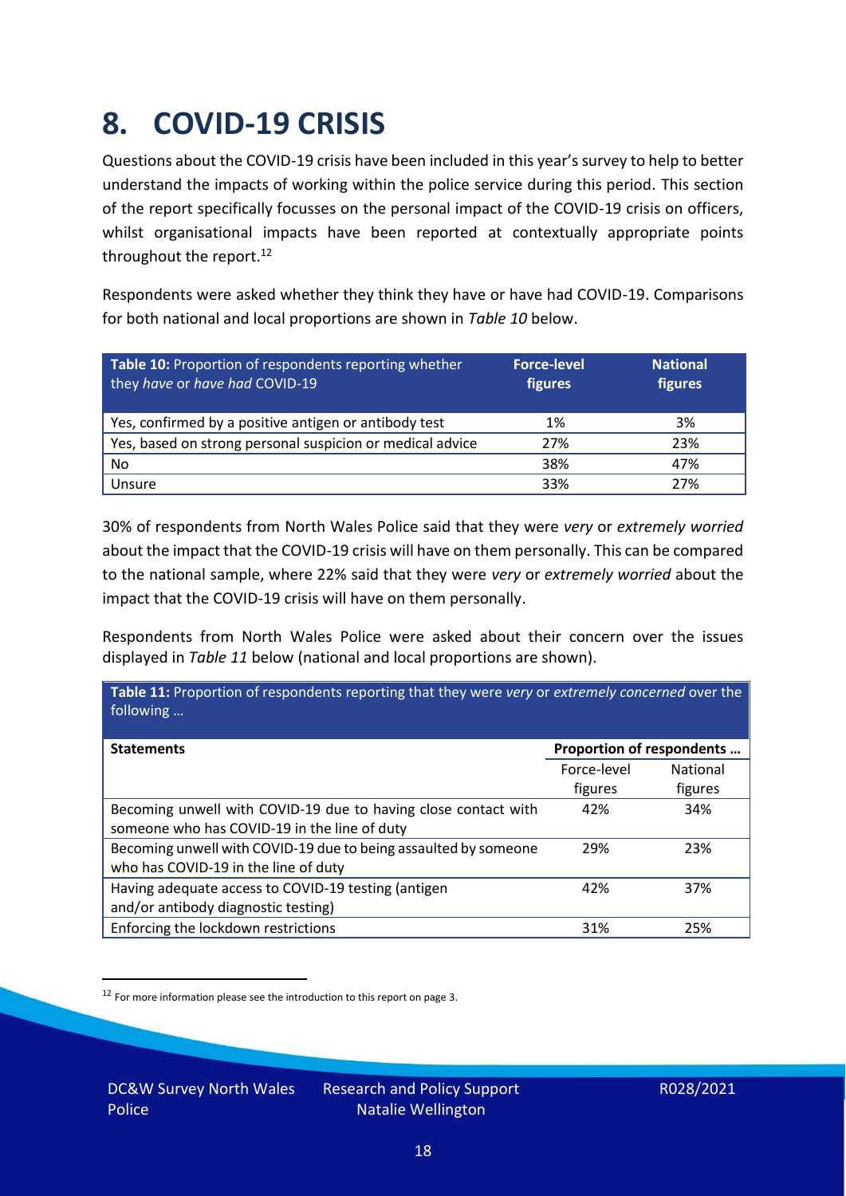# 8. COVID-19 CRISIS

Questions about the COVID-19 crisis have been included in this year's survey to help to better understand the impacts of working within the police service during this period. This section of the report specifically focusses on the personal impact of the COVID-19 crisis on officers, whilst organisational impacts have been reported at contextually appropriate points throughout the report.[12]

Respondents were asked whether they think they have or have had COVID-19. Comparisons for both national and local proportions are shown in *Table 10* below.

| **Table 10:** Proportion of respondents reporting whether they *have* or *have had* COVID-19 | **Force-level figures** | **National figures** |
|---|---|---|
| Yes, confirmed by a positive antigen or antibody test | 1% | 3% |
| Yes, based on strong personal suspicion or medical advice | 27% | 23% |
| No | 38% | 47% |
| Unsure | 33% | 27% |

30% of respondents from North Wales Police said that they were *very* or *extremely worried* about the impact that the COVID-19 crisis will have on them personally. This can be compared to the national sample, where 22% said that they were *very* or *extremely worried* about the impact that the COVID-19 crisis will have on them personally.

Respondents from North Wales Police were asked about their concern over the issues displayed in *Table 11* below (national and local proportions are shown).

**Table 11:** Proportion of respondents reporting that they were *very* or *extremely concerned* over the following …

| **Statements** | **Proportion of respondents …** | |
|---|---|---|
| | Force-level figures | National figures |
| Becoming unwell with COVID-19 due to having close contact with someone who has COVID-19 in the line of duty | 42% | 34% |
| Becoming unwell with COVID-19 due to being assaulted by someone who has COVID-19 in the line of duty | 29% | 23% |
| Having adequate access to COVID-19 testing (antigen and/or antibody diagnostic testing) | 42% | 37% |
| Enforcing the lockdown restrictions | 31% | 25% |

[12] For more information please see the introduction to this report on page 3.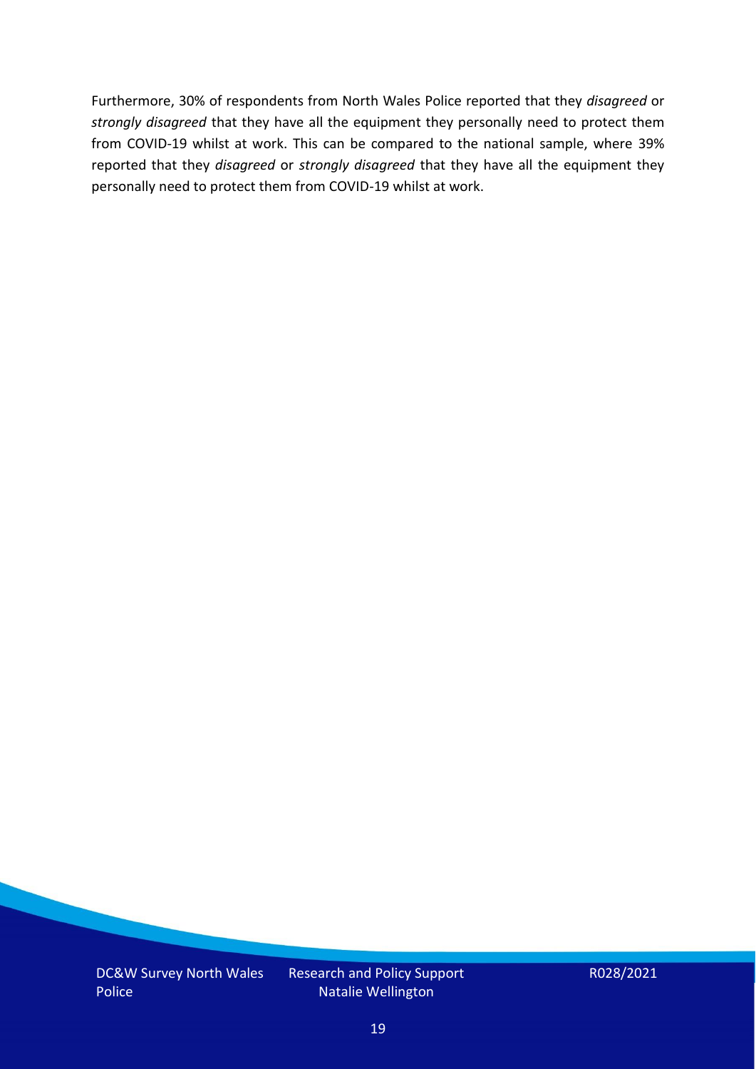Furthermore, 30% of respondents from North Wales Police reported that they *disagreed* or *strongly disagreed* that they have all the equipment they personally need to protect them from COVID-19 whilst at work. This can be compared to the national sample, where 39% reported that they *disagreed* or *strongly disagreed* that they have all the equipment they personally need to protect them from COVID-19 whilst at work.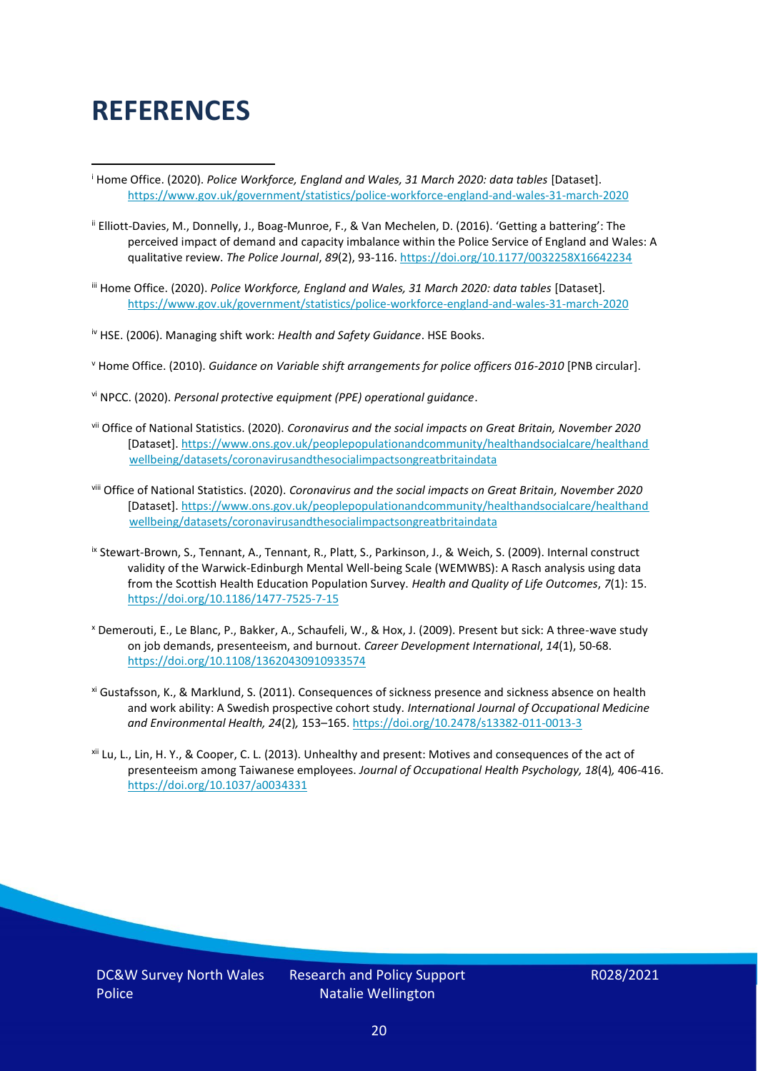# REFERENCES

[i] Home Office. (2020). *Police Workforce, England and Wales, 31 March 2020: data tables* [Dataset]. https://www.gov.uk/government/statistics/police-workforce-england-and-wales-31-march-2020

[ii] Elliott-Davies, M., Donnelly, J., Boag-Munroe, F., & Van Mechelen, D. (2016). 'Getting a battering': The perceived impact of demand and capacity imbalance within the Police Service of England and Wales: A qualitative review. *The Police Journal*, *89*(2), 93-116. https://doi.org/10.1177/0032258X16642234

[iii] Home Office. (2020). *Police Workforce, England and Wales, 31 March 2020: data tables* [Dataset]. https://www.gov.uk/government/statistics/police-workforce-england-and-wales-31-march-2020

[iv] HSE. (2006). Managing shift work: *Health and Safety Guidance*. HSE Books.

[v] Home Office. (2010). *Guidance on Variable shift arrangements for police officers 016-2010* [PNB circular].

[vi] NPCC. (2020). *Personal protective equipment (PPE) operational guidance*.

[vii] Office of National Statistics. (2020). *Coronavirus and the social impacts on Great Britain, November 2020* [Dataset]. https://www.ons.gov.uk/peoplepopulationandcommunity/healthandsocialcare/healthandwellbeing/datasets/coronavirusandthesocialimpactsongreatbritaindata

[viii] Office of National Statistics. (2020). *Coronavirus and the social impacts on Great Britain, November 2020* [Dataset]. https://www.ons.gov.uk/peoplepopulationandcommunity/healthandsocialcare/healthandwellbeing/datasets/coronavirusandthesocialimpactsongreatbritaindata

[ix] Stewart-Brown, S., Tennant, A., Tennant, R., Platt, S., Parkinson, J., & Weich, S. (2009). Internal construct validity of the Warwick-Edinburgh Mental Well-being Scale (WEMWBS): A Rasch analysis using data from the Scottish Health Education Population Survey. *Health and Quality of Life Outcomes*, *7*(1): 15. https://doi.org/10.1186/1477-7525-7-15

[x] Demerouti, E., Le Blanc, P., Bakker, A., Schaufeli, W., & Hox, J. (2009). Present but sick: A three-wave study on job demands, presenteeism, and burnout. *Career Development International*, *14*(1), 50-68. https://doi.org/10.1108/13620430910933574

[xi] Gustafsson, K., & Marklund, S. (2011). Consequences of sickness presence and sickness absence on health and work ability: A Swedish prospective cohort study. *International Journal of Occupational Medicine and Environmental Health, 24*(2), 153–165. https://doi.org/10.2478/s13382-011-0013-3

[xii] Lu, L., Lin, H. Y., & Cooper, C. L. (2013). Unhealthy and present: Motives and consequences of the act of presenteeism among Taiwanese employees. *Journal of Occupational Health Psychology, 18*(4), 406-416. https://doi.org/10.1037/a0034331